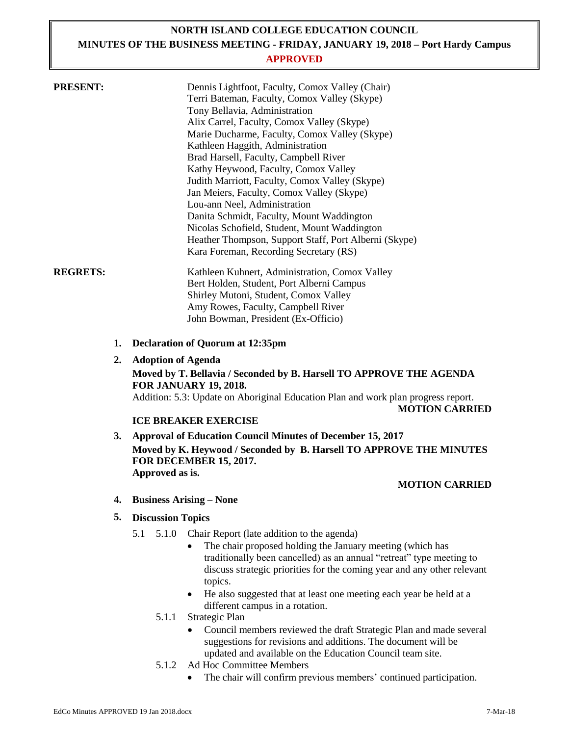# NORTH ISLAND COLLEGE EDUCATION COUNCIL
## MINUTES OF THE BUSINESS MEETING - FRIDAY, JANUARY 19, 2018 – Port Hardy Campus
**APPROVED**

**PRESENT:**

Dennis Lightfoot, Faculty, Comox Valley (Chair)
Terri Bateman, Faculty, Comox Valley (Skype)
Tony Bellavia, Administration
Alix Carrel, Faculty, Comox Valley (Skype)
Marie Ducharme, Faculty, Comox Valley (Skype)
Kathleen Haggith, Administration
Brad Harsell, Faculty, Campbell River
Kathy Heywood, Faculty, Comox Valley
Judith Marriott, Faculty, Comox Valley (Skype)
Jan Meiers, Faculty, Comox Valley (Skype)
Lou-ann Neel, Administration
Danita Schmidt, Faculty, Mount Waddington
Nicolas Schofield, Student, Mount Waddington
Heather Thompson, Support Staff, Port Alberni (Skype)
Kara Foreman, Recording Secretary (RS)

**REGRETS:**

Kathleen Kuhnert, Administration, Comox Valley
Bert Holden, Student, Port Alberni Campus
Shirley Mutoni, Student, Comox Valley
Amy Rowes, Faculty, Campbell River
John Bowman, President (Ex-Officio)

1. **Declaration of Quorum at 12:35pm**

2. **Adoption of Agenda**

   **Moved by T. Bellavia / Seconded by B. Harsell TO APPROVE THE AGENDA FOR JANUARY 19, 2018.**
   Addition: 5.3: Update on Aboriginal Education Plan and work plan progress report.

   **MOTION CARRIED**

   **ICE BREAKER EXERCISE**

3. **Approval of Education Council Minutes of December 15, 2017**

   **Moved by K. Heywood / Seconded by B. Harsell TO APPROVE THE MINUTES FOR DECEMBER 15, 2017.**
   **Approved as is.**

   **MOTION CARRIED**

4. **Business Arising – None**

5. **Discussion Topics**

   5.1 5.1.0 Chair Report (late addition to the agenda)
   - The chair proposed holding the January meeting (which has traditionally been cancelled) as an annual "retreat" type meeting to discuss strategic priorities for the coming year and any other relevant topics.
   - He also suggested that at least one meeting each year be held at a different campus in a rotation.

   5.1.1 Strategic Plan
   - Council members reviewed the draft Strategic Plan and made several suggestions for revisions and additions. The document will be updated and available on the Education Council team site.

   5.1.2 Ad Hoc Committee Members
   - The chair will confirm previous members' continued participation.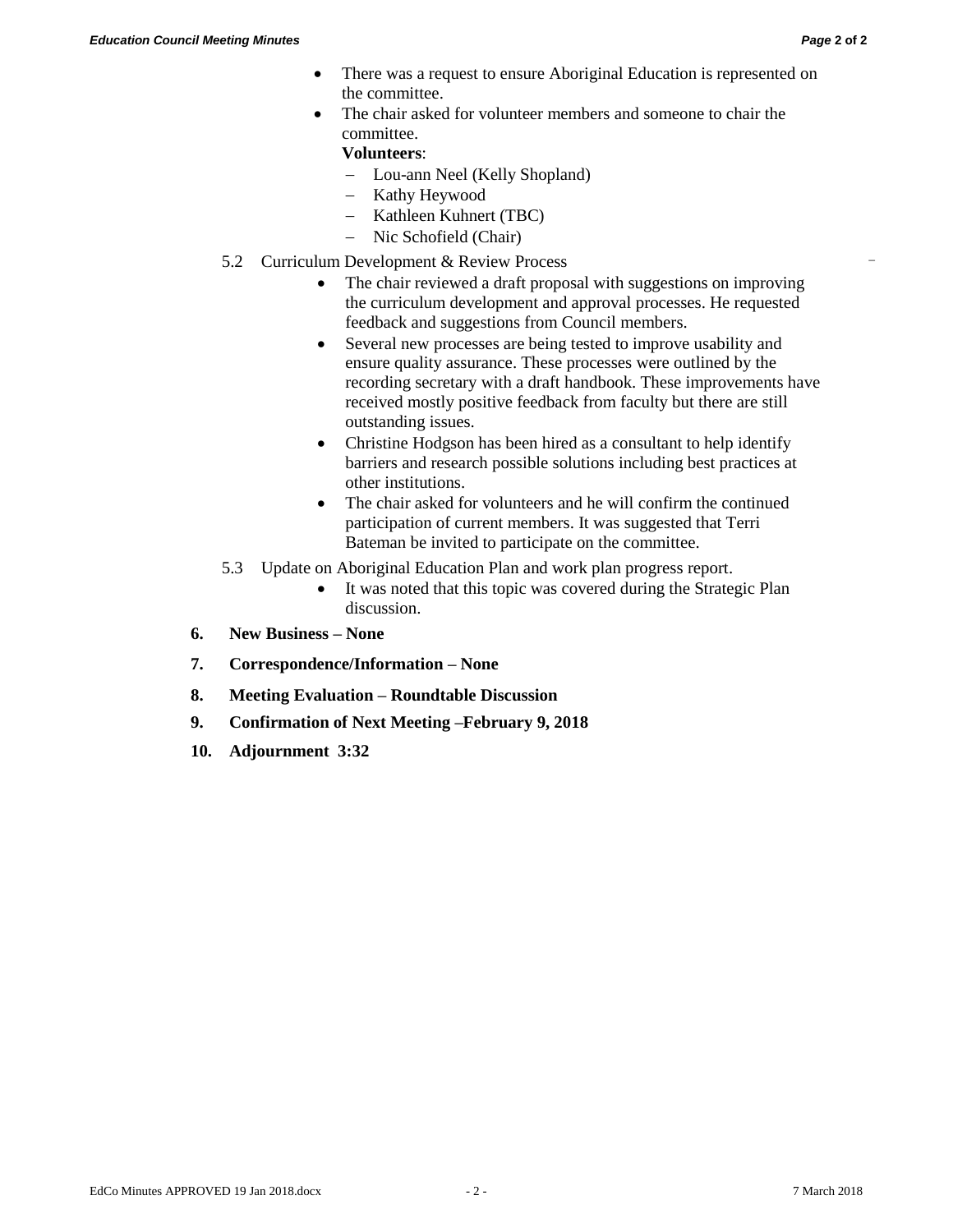- There was a request to ensure Aboriginal Education is represented on the committee.
- The chair asked for volunteer members and someone to chair the committee.

  **Volunteers**:
  - Lou-ann Neel (Kelly Shopland)
  - Kathy Heywood
  - Kathleen Kuhnert (TBC)
  - Nic Schofield (Chair)

5.2 Curriculum Development & Review Process

- The chair reviewed a draft proposal with suggestions on improving the curriculum development and approval processes. He requested feedback and suggestions from Council members.
- Several new processes are being tested to improve usability and ensure quality assurance. These processes were outlined by the recording secretary with a draft handbook. These improvements have received mostly positive feedback from faculty but there are still outstanding issues.
- Christine Hodgson has been hired as a consultant to help identify barriers and research possible solutions including best practices at other institutions.
- The chair asked for volunteers and he will confirm the continued participation of current members. It was suggested that Terri Bateman be invited to participate on the committee.

5.3 Update on Aboriginal Education Plan and work plan progress report.

- It was noted that this topic was covered during the Strategic Plan discussion.

**6. New Business – None**

**7. Correspondence/Information – None**

**8. Meeting Evaluation – Roundtable Discussion**

**9. Confirmation of Next Meeting –February 9, 2018**

**10. Adjournment 3:32**